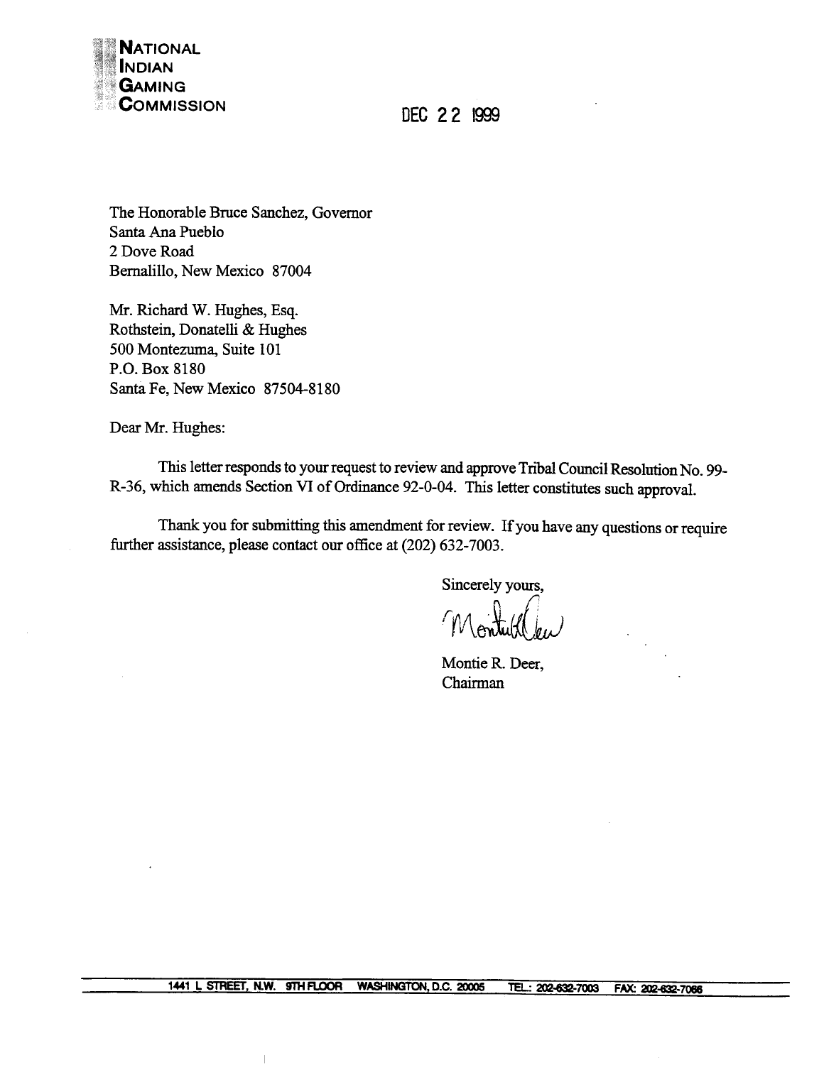**NATIONAL INDIAN GAMING COMMISSION**

DEC 22 1999

The Honorable Bruce Sanchez, Governor
Santa Ana Pueblo
2 Dove Road
Bernalillo, New Mexico 87004

Mr. Richard W. Hughes, Esq.
Rothstein, Donatelli & Hughes
500 Montezuma, Suite 101
P.O. Box 8180
Santa Fe, New Mexico 87504-8180

Dear Mr. Hughes:

This letter responds to your request to review and approve Tribal Council Resolution No. 99-R-36, which amends Section VI of Ordinance 92-0-04. This letter constitutes such approval.

Thank you for submitting this amendment for review. If you have any questions or require further assistance, please contact our office at (202) 632-7003.

Sincerely yours,

Montie R. Deer,
Chairman

1441 L STREET, N.W. 9TH FLOOR WASHINGTON, D.C. 20005 TEL.: 202-632-7003 FAX: 202-632-7066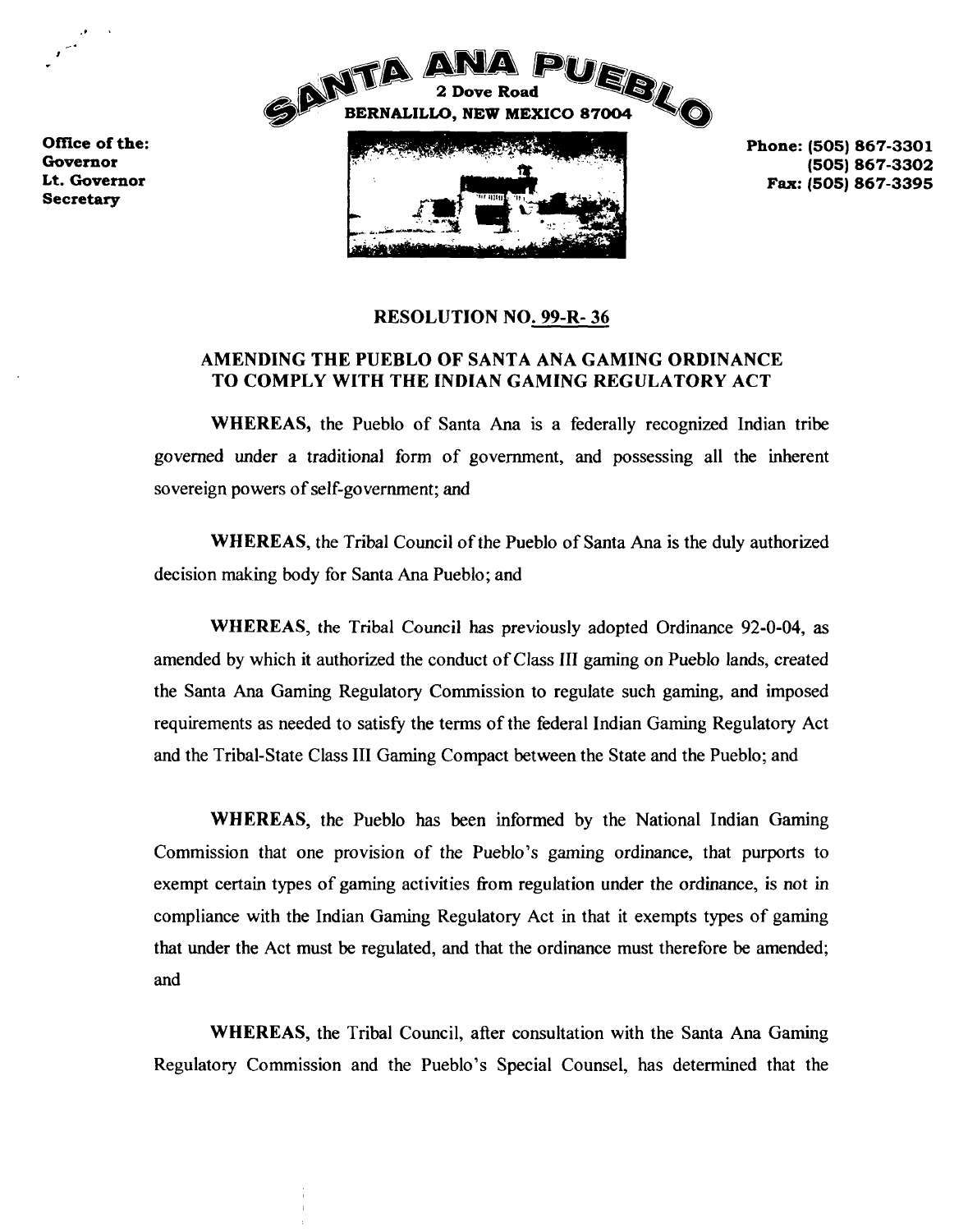SANTA ANA PUEBLO
2 Dove Road
BERNALILLO, NEW MEXICO 87004

Office of the:
Governor
Lt. Governor
Secretary

Phone: (505) 867-3301
(505) 867-3302
Fax: (505) 867-3395

## RESOLUTION NO. 99-R- 36

## AMENDING THE PUEBLO OF SANTA ANA GAMING ORDINANCE TO COMPLY WITH THE INDIAN GAMING REGULATORY ACT

**WHEREAS,** the Pueblo of Santa Ana is a federally recognized Indian tribe governed under a traditional form of government, and possessing all the inherent sovereign powers of self-government; and

**WHEREAS,** the Tribal Council of the Pueblo of Santa Ana is the duly authorized decision making body for Santa Ana Pueblo; and

**WHEREAS,** the Tribal Council has previously adopted Ordinance 92-0-04, as amended by which it authorized the conduct of Class III gaming on Pueblo lands, created the Santa Ana Gaming Regulatory Commission to regulate such gaming, and imposed requirements as needed to satisfy the terms of the federal Indian Gaming Regulatory Act and the Tribal-State Class III Gaming Compact between the State and the Pueblo; and

**WHEREAS,** the Pueblo has been informed by the National Indian Gaming Commission that one provision of the Pueblo's gaming ordinance, that purports to exempt certain types of gaming activities from regulation under the ordinance, is not in compliance with the Indian Gaming Regulatory Act in that it exempts types of gaming that under the Act must be regulated, and that the ordinance must therefore be amended; and

**WHEREAS,** the Tribal Council, after consultation with the Santa Ana Gaming Regulatory Commission and the Pueblo's Special Counsel, has determined that the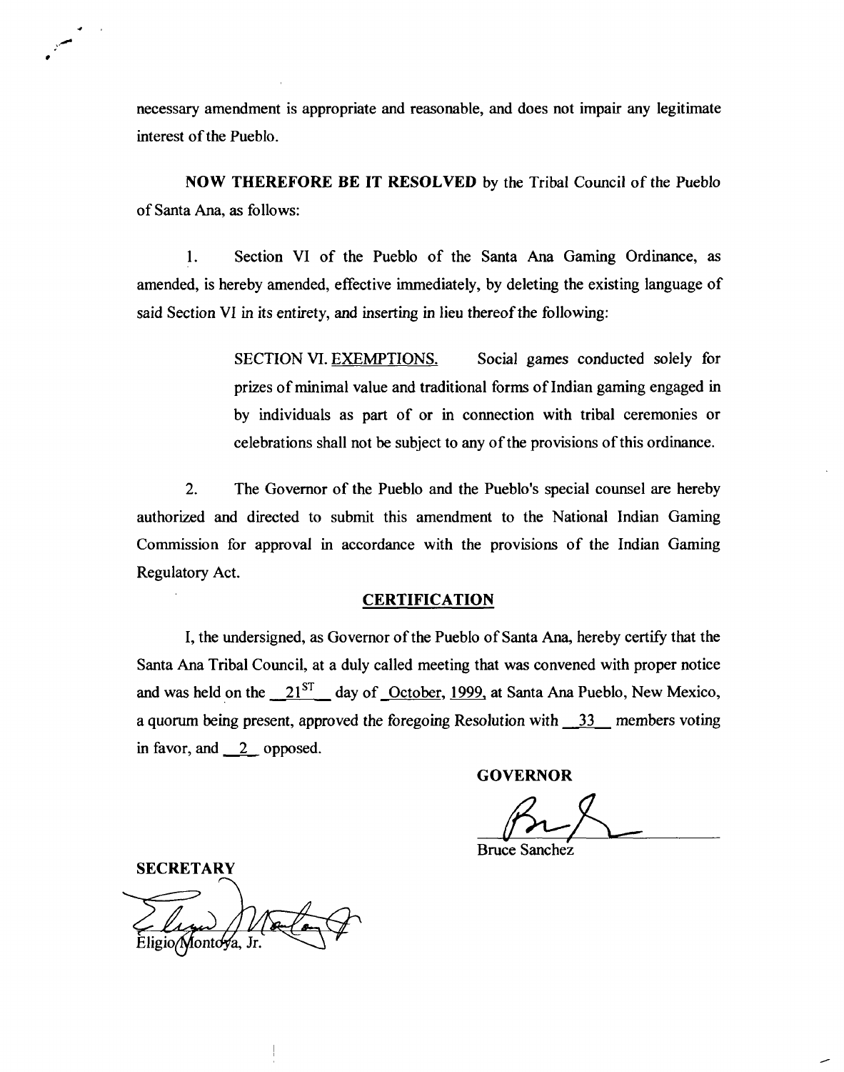necessary amendment is appropriate and reasonable, and does not impair any legitimate interest of the Pueblo.

**NOW THEREFORE BE IT RESOLVED** by the Tribal Council of the Pueblo of Santa Ana, as follows:

1. Section VI of the Pueblo of the Santa Ana Gaming Ordinance, as amended, is hereby amended, effective immediately, by deleting the existing language of said Section VI in its entirety, and inserting in lieu thereof the following:

> SECTION VI. EXEMPTIONS. Social games conducted solely for prizes of minimal value and traditional forms of Indian gaming engaged in by individuals as part of or in connection with tribal ceremonies or celebrations shall not be subject to any of the provisions of this ordinance.

2. The Governor of the Pueblo and the Pueblo's special counsel are hereby authorized and directed to submit this amendment to the National Indian Gaming Commission for approval in accordance with the provisions of the Indian Gaming Regulatory Act.

## CERTIFICATION

I, the undersigned, as Governor of the Pueblo of Santa Ana, hereby certify that the Santa Ana Tribal Council, at a duly called meeting that was convened with proper notice and was held on the 21ST day of October, 1999, at Santa Ana Pueblo, New Mexico, a quorum being present, approved the foregoing Resolution with 33 members voting in favor, and 2 opposed.

**GOVERNOR**

Bruce Sanchez

**SECRETARY**

Eligio Montoya, Jr.